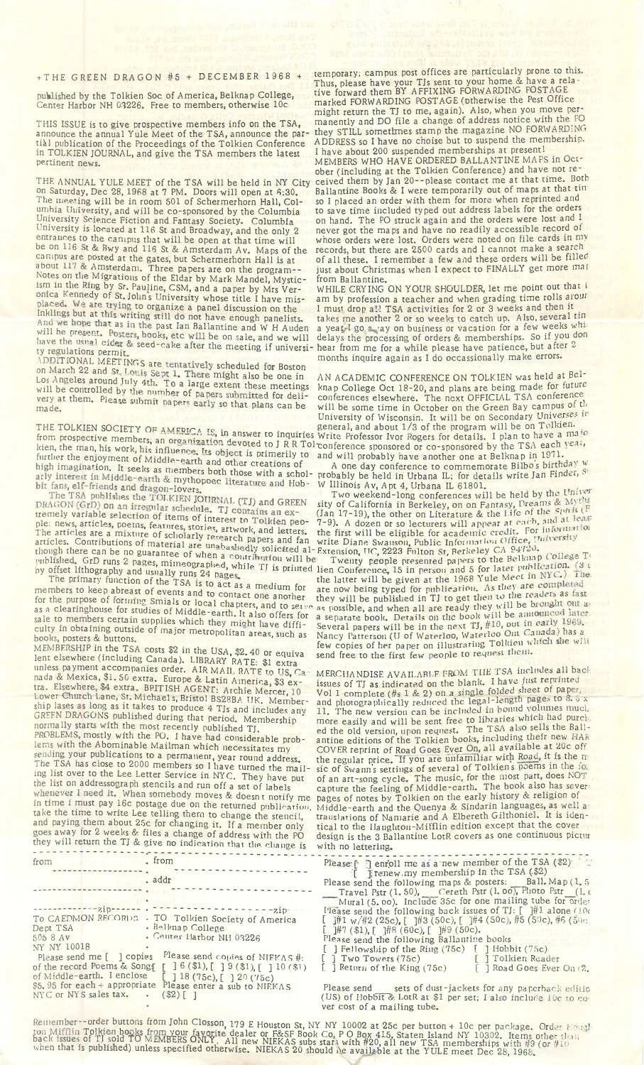+THE GREEN DRAGON #5 + DECEMBER 1968 +

published by the Tolkien Soc of America, Belknap College, Center Harbor NH 03226. Free to members, otherwise 10c

THIS ISSUE is to give prospective members info on the TSA, announce the annual Yule Meet of the TSA, announce the partial publication of the Proceedings of the Tolkien Conference in TOLKIEN JOURNAL, and give the TSA members the latest pertinent news.

THE ANNUAL YULE MEET of the TSA will be held in NY City on Saturday, Dec 28, 1968 at 7 PM. Doors will open at 6:30. The meeting will be in room 501 of Schermerhorn Hall, Columbia University, and will be co-sponsored by the Columbia University Science Fiction and Fantasy Society. Columbia University is located at 116 St and Broadway, and the only 2 entrances to the campus that will be open at that time will be on 116 St & Bwy and 116 St & Amsterdam Av. Maps of the campus are posted at the gates, but Schermerhorn Hall is at about 117 & Amsterdam. Three papers are on the program-- Notes on the Migrations of the Eldar by Mark Mandel, Mysticism in the Ring by Sr. Pauline, CSM, and a paper by Mrs Veronica Kennedy of St. John's University whose title I have misplaced. We are trying to organize a panel discussion on the Inklings but at this writing still do not have enough panelists. And we hope that as in the past Ian Ballantine and W H Auden will be present. Posters, books, etc will be on sale, and we will have the usual cider & seed-cake after the meeting if university regulations permit.

ADDITIONAL MEETINGS are tentatively scheduled for Boston on March 22 and St. Louis Sept 1. There might also be one in Los Angeles around July 4th. To a large extent these meetings will be controlled by the number of papers submitted for delivery at them. Please submit papers early so that plans can be made.

THE TOLKIEN SOCIETY OF AMERICA IS, in answer to inquiries from prospective members, an organization devoted to J R R Tolkien, the man, his work, his influence. Its object is primarily to further the enjoyment of Middle-earth and other creations of high imagination. It seeks as members both those with a scholarly interest in Middle-earth & mythopoeic literature and Hobbit fans, elf-friends and dragon-lovers.

The TSA publishes the TOLKIEN JOURNAL (TJ) and GREEN DRAGON (GrD) on an irregular schedule. TJ contains an extremely variable selection of items of interest to Tolkien people: news, articles, poems, features, stories, artwork, and letters. The articles are a mixture of scholarly research papers and fan articles. Contributions of material are unabashedly solicited although there can be no guarantee of when a contribution will be published. GrD runs 2 pages, mimeographed, while TJ is printed by offset lithography and usually runs 24 pages.

The primary function of the TSA is to act as a medium for members to keep abreast of events and to contact one another for the purpose of forming Smials or local chapters, and to serve as a clearinghouse for studies of Middle-earth. It also offers for sale to members certain supplies which they might have difficulty in obtaining outside of major metropolitan areas, such as books, posters & buttons.

MEMBERSHIP in the TSA costs $2 in the USA, $2.40 or equivalent elsewhere (including Canada). LIBRARY RATE: $1 extra unless payment accompanies order. AIR MAIL RATE to US, Canada & Mexica, $1.50 extra. Europe & Latin America, $3 extra. Elsewhere, $4 extra. BRITISH AGENT: Archie Mercer, 10 Lower Church Lane, St. Michael's, Bristol BS28BA UK. Membership lases as long as it takes to produce 4 TJs and includes any GREEN DRAGONS published during that period. Membership normally starts with the most recently published TJ.

PROBLEMS, mostly with the PO. I have had considerable problems with the Abominable Mailman which necessitates my sending your publications to a permanent, year round address. The TSA has close to 2000 members so I have turned the mailing list over to the Lee Letter Service in NYC. They have put the list on addressograph stencils and run off a set of labels whenever I need it. When somebody moves & doesn't notify me in time I must pay 16c postage due on the returned publication, take the time to write Lee telling them to change the stencil, and paying them about 25c for changing it. If a member only goes away for 2 weeks & files a change of address with the PO they will return the TJ & give no indication that the change is temporary; campus post offices are particularly prone to this. Thus, please have your TJs sent to your home & have a relative forward them BY AFFIXING FORWARDING POSTAGE marked FORWARDING POSTAGE (otherwise the Pest Office might return the TJ to me, again). Also, when you move permanently and DO file a change of address notice with the PO they STILL sometimes stamp the magazine NO FORWARDING ADDRESS so I have no choice but to suspend the membership. I have about 200 suspended memberships at present!

MEMBERS WHO HAVE ORDERED BALLANTINE MAPS in October (including at the Tolkien Conference) and have not received them by Jan 20--please contact me at that time. Both Ballantine Books & I were temporarily out of maps at that time so I placed an order with them for more when reprinted and to save time included typed out address labels for the orders on hand. The PO struck again and the orders were lost and I never got the maps and have no readily accessible record of whose orders were lost. Orders were noted on file cards in my records, but there are 2500 cards and I cannot make a search of all these. I remember a few and these orders will be filled just about Christmas when I expect to FINALLY get more maps from Ballantine.

WHILE CRYING ON YOUR SHOULDER, let me point out that I am by profession a teacher and when grading time rolls around I must drop all TSA activities for 2 or 3 weeks and then it takes me another 2 or so weeks to catch up. Also, several times a year I go away on business or vacation for a few weeks which delays the processing of orders & memberships. So if you don't hear from me for a while please have patience, but after 2 months inquire again as I do occasionally make errors.

AN ACADEMIC CONFERENCE ON TOLKIEN was held at Belknap College Oct 18-20, and plans are being made for future conferences elsewhere. The next OFFICIAL TSA conference will be some time in October on the Green Bay campus of the University of Wisconsin. It will be on Secondary Universes in general, and about 1/3 of the program will be on Tolkien. Write Professor Ivor Rogers for details. I plan to have a major conference sponsored or co-sponsored by the TSA each year, and will probably have another one at Belknap in 1971.

A one day conference to commemorate Bilbo's birthday will probably be held in Urbana IL; for details write Jan Finder, S W Illinois Av, Apt 4, Urbana IL 61801.

Two weekend-long conferences will be held by the University of California in Berkeley, on on Fantasy, Dreams & Myths (Jan 17-19), the other on Literature & the Life of the Spirit (F 7-9). A dozen or so lecturers will appear at each, and at least the first will be eligible for academic credit. For information write Diane Swanson, Public Information Office, University Extension, UC, 2223 Fulton St, Berkeley CA 94720.

Twenty people presented papers to the Belknap College Tolkien Conference, 15 in person and 5 for later publication. (3 of the latter will be given at the 1968 Yule Meet in NYC.) These are now being typed for publication. As they are completed they will be published in TJ to get them to the readers as fast as possible, and when all are ready they will be brought out as a separate book. Details on the book will be announced later. Several papers will be in the next TJ, #10, out in early 1969. Nancy Patterson (U of Waterloo, Waterloo Ont Canada) has a few copies of her paper on illustrating Tolkien which she will send free to the first few people to request them.

MERCHANDISE AVAILABLE FROM THE TSA includes all back issues of TJ as indicated on the blank. I have just reprinted Vol 1 complete (#s 1 & 2) on a single folded sheet of paper, and photographically reduced the legal-length pages to 8.5 x 11. The new version can be included in bound volumes much more easily and will be sent free to libraries which had purchased the old version, upon request. The TSA also sells the Ballantine editions of the Tolkien books, including their new HARDCOVER reprint of Road Goes Ever On, all available at 20c off the regular price. If you are unfamiliar with Road, it is the music of Swann's settings of several of Tolkien's poems in the form of an art-song cycle. The music, for the most part, does NOT capture the feeling of Middle-earth. The book also has several pages of notes by Tolkien on the early history & religion of Middle-earth and the Quenya & Sindarin languages, as well as translations of Namarie and A Elbereth Gilthoniel. It is identical to the Haughton-Mifflin edition except that the cover design is the 3 Ballantine LotR covers as one continuous picture with no lettering.

---

from ____________
____________
____________ zip ______

To CAEDMON RECORDS
Dept TSA
505 8 Av
NY NY 10018

Please send me [ ] copies of the record Poems & Songs of Middle-earth. I enclose $5.95 for each + appropriate NYC or NYS sales tax.

from ____________
addr ____________
____________ zip ______

TO Tolkien Society of America
Belknap College
Center Harbor NH 03226

Please send copies of NIEKAS #: [ ] 6 ($1), [ ] 9 ($1), [ ] 10 ($1) [ ] 18 (75c), [ ] 20 (75c)
Please enter a sub to NIEKAS ($2) [ ]

Please [ ] enroll me as a new member of the TSA ($2)
[ ] renew my membership in the TSA ($2)

Please send the following maps & posters: ___ Ball. Map (1.5) ___ Travel Pstr (1.50), ___ Cereth Pstr (1.00), Photo Pstr ___ (1.0) ___ Mural (5.00). Include 35c for one mailing tube for order.

Please send the following back issues of TJ: [ ] #1 alone (10c) [ ] #1 w/#2 (25c), [ ] #3 (50c), [ ] #4 (50c), #5 (50c), #6 (50c) [ ] #7 ($1), [ ] #8 (60c), [ ] #9 (50c).

Please send the following Ballantine books
[ ] Fellowship of the Ring (75c) [ ] Hobbit (75c)
[ ] Two Towers (75c) [ ] Tolkien Reader
[ ] Return of the King (75c) [ ] Road Goes Ever On ($2)

Please send ___ sets of dust-jackets for any paperback editions (US) of Hobbit & LotR at $1 per set; I also include 10c to cover cost of a mailing tube.

Remember--order buttons from John Closson, 179 E Houston St, NY NY 10002 at 25c per button + 10c per package. Order Houghton Mifflin Tolkien books from your favorite dealer or F&SF Book Co, P O Box 415, Staten Island NY 10302. Items other than back issues of TJ sold TO MEMBERS ONLY. All new NIEKAS subs start with #20, all new TSA memberships with #9 (or #10 when that is published) unless specified otherwise. NIEKAS 20 should be available at the YULE meet Dec 28, 1968.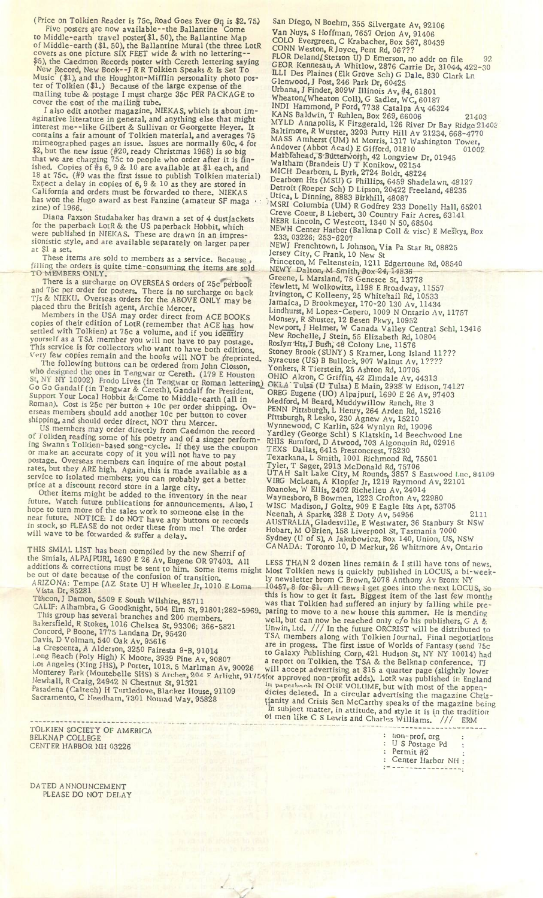(Price on Tolkien Reader is 75c, Road Goes Ever On is $2.75)

Five posters are now available--the Ballantine 'Come to Middle-earth' travel poster($1.50), the Ballantine Map of Middle-earth ($1.50), the Ballantine Mural (the three LotR covers as one picture SIX FEET wide & with no lettering--$5), the Caedmon Records poster with Cereth lettering saying 'New Record, New Book--J R R Tolkien Speaks & Is Set To Music' ($1), and the Houghton-Mifflin personality photo poster of Tolkien ($1.) Because of the large expense of the mailing tube & postage I must charge 35c PER PACKAGE to cover the cost of the mailing tube.

I also edit another magazine, NIEKAS, which is about imaginative literature in general, and anything else that might interest me--like Gilbert & Sullivan or Georgette Heyer. It contains a fair amount of Tolkien material, and averages 75 mimeographed pages an issue. Issues are normally 60c, 4 for $2, but the new issue (#20, ready Christmas 1968) is so big that we are charging 75c to people who order after it is finished. Copies of #s 6, 9 & 10 are available at $1 each, and 18 at 75c. (#9 was the first issue to publish Tolkien material) Expect a delay in copies of 6, 9 & 10 as they are stored in California and orders must be forwarded to there. NIEKAS has won the Hugo award as best Fanzine (amateur SF magazine) of 1966.

Diana Paxson Studabaker has drawn a set of 4 dustjackets for the paperback LotR & the US paperback Hobbit, which were published in NIEKAS. These are drawn in an impressionistic style, and are available separately on larger paper at $1 a set.

These items are sold to members as a service. Because filling the orders is quite time-consuming the items are sold TO MEMBERS ONLY.

There is a surcharge on OVERSEAS orders of 25c perbook and 75c per order for posters. There is no surcharge on back TJs & NIEKU. Overseas orders for the ABOVE ONLY may be placed thru the British agent, Archie Mercer.

Members in the USA may order direct from ACE BOOKS copies of their edition of LotR (remember that ACE has how settled with Tolkien) at 75c a volume, and if you identify yourself as a TSA member you will not have to pay postage. This service is for collectors who want to have both editions. Very few copies remain and the books will NOT be preprinted.

The following buttons can be ordered from John Closson, who designed the ones in Tengwar or Cereth. (179 E Houston St, NY NY 10002) Frodo Lives (in Tengwar or Roman lettering) Go Go Gandalf (in Tengwar & Cereth), Gandalf for President, Support Your Local Hobbit & Come to Middle-earth (all in Roman). Cost is 25c per button + 10c per order shipping. Overseas members should add another 10c per button to cover shipping, and should order direct, NOT thru Mercer.

US members may order directly from Caedmon the record of Tolkien reading some of his poetry and of a singer performing Swann's Tolkien-based song-cycle. If they use the coupon or make an accurate copy of it you will not have to pay postage. Overseas members can inquire of me about postal rates, but they ARE high. Again, this is made available as a service to isolated members; you can probably get a better price at a discount record store in a large city.

Other items might be added to the inventory in the near future. Watch future publications for announcements. Also, I hope to turn more of the sales work to someone else in the near future. NOTICE: I do NOT have any buttons or records in stock, so PLEASE do not order these from me! The order will wave to be forwarded & suffer a delay.

THIS SMIAL LIST has been compiled by the new Sherrif of the Smials, ALPAJPURI, 1690 E 26 Av, Eugene OR 97403. All additions & corrections must be sent to him. Some items might be out of date because of the confusion of transition.

ARIZONA: Tempe [AZ State U] H Wheeler Jr, 1010 E Loma Vista Dr, 85281
Tucson, J Damon, 5509 E South Wilshire, 85711
CALIF: Alhambra, G Goodknight, 504 Elm St, 91801;282-5969. This group has several branches and 200 members.
Bakersfield, R Stokes, 1016 Chelsea St, 93306; 366-5821
Concord, P Boone, 1775 Landana Dr, 95420
Davis, D Volman, 540 Oak Av, 95616
La Crescenta, A Alderson, 3250 Fairesta 9-B, 91014
Long Beach (Poly High) K Moore, 3939 Pine Av, 90807
Los Angeles (King JHS), P Porter, 1013.5 Marlman Av, 90026
Monterey Park (Montebelle SHS) S Archer, 204 F Arlight, 91754
Newhall, R Craig, 24942 N Chestnut St, 91321
Pasadena (Caltech) H Turtledove, Blacker House, 91109
Sacramento, C Needham, 7301 Nomad Way, 95828
San Diego, N Boehm, 355 Silvergate Av, 92106
Van Nuys, S Hoffman, 7657 Orion Av, 91406
COLO Evergreen, C Krabacher, Box 567, 80439
CONN Weston, R Joyce, Pent Rd, 06???
FLOR Deland(Stetson U) D Emerson, no addr on file 92
GEOR Kennesau, A Whitlow, 2876 Carrie Dr, 31044, 422-30
ILLI Des Plaines (Elk Grove Sch) G Dale, 830 Clark Ln
Glenwood, J Post, 246 Park Dr, 60425
Urbana, J Finder, 809W Illinois Av, #4, 61801
Wheaton(Wheaton Coll), G Sadler, WC, 60187
INDI Hammond, P Ford, 7738 Catalpa Av, 46324
KANS Baldwin, T Ruhlen, Box 269, 66006 21403
MYLD Annapolis, K Fitzgerald, 126 River Dr Bay Ridge 21403
Baltimore, R Wurster, 3203 Putty Hill Av 21234, 668-4770
MASS Amherst (UM) M Morris, 1317 Washington Tower,
Andover (Abbot Acad) E Gifford, 01810 01002
Marblehead, S Butterworth, 42 Longview Dr, 01945
Waltham (Brandeis U) T Konikow, 02154
MICH Dearborn, L Byrk, 2724 Boldt, 48224
Dearborn Hts (MSU) G Phillips, 6459 Shadelawn, 48127
Detroit (Roeper Sch) D Lipson, 20422 Freeland, 48235
Utica, L Dinning, 8883 Birkhill, 48087
MSRI Columbia (UM) R Godfrey 233 Donelly Hall, 65201
Creve Coeur, B Liebert, 30 Country Fair Acres, 63141
NEBR Lincoln, C Westcott, 1340 N 50, 68504
NEWH Center Harbor (Balknap Coll & visc) E Meskys, Box 233, 03226; 253-6207
NEWJ Frenchtown, L Johnson, Via Pa Star Rt, 08825
Jersey City, C Frank, 10 New St
Princeton, M Feltenstein, 1211 Edgertoune Rd, 08540
NEWY Dalton, M Smith, Box 24, 14836
Greene, L Marsland, 78 Genesee St, 13778
Hewlett, M Wolkowitz, 1198 E Broadway, 11557
Irvington, C Kolleeny, 25 Whitetail Rd, 10533
Jamaica, D Brookmeyer, 170-20 130 Av, 11434
Lindhurst, M Lopez-Cepero, 1009 N Ontario Av, 11757
Monsey, R Shuster, 12 Besen Pkwy, 10952
Newport, J Helmer, W Canada Valley Central Schl, 13416
New Rochelle, J Stein, 55 Elizabeth Rd, 10804
Roslyn Hts, J Bush, 48 Colony Lne, 11576
Stoney Brook (SUNY) S Kramer, Long Island 11???
Syracuse (US) B Bullock, 907 Walnut Av, 1????
Yonkers, R Tierstein, 25 Ashton Rd, 10705
OHIO Akron, C Griffin, 42 Elmdale Av, 44313
OKLA Tulsa (U Tulsa) E Main, 2938 W Edison, 74127
OREG Eugene (UO) Alpajpuri, 1690 E 26 Av, 97403
Medford, M Beard, Muddywillow Ranch, Rte 3
PENN Pittsburgh, L Henry, 264 Arden Rd, 15216
Pittsburgh, R Lesko, 230 Agnew Av, 15210
Wynnewood, C Karlin, 524 Wynlyn Rd, 19096
Yardley (George Schl) S Klatskin, 14 Beechwood Lne
RHIS Rumford, D Atwood, 703 Algonquin Rd, 02916
TEXS Dallas, 6415 Prestoncrest, 75230
Texarkana, L Smith, 1001 Richmond Rd, 75501
Tyler, T Sager, 2913 McDonald Rd, 75706
UTAH Salt Lake City, M Rounds, 3857 S Eastwood Lne, 84109
VIRG McLean, A Klopfer Jr, 1219 Raymond Av, 22101
Roanoke, W Ellis, 2402 Richelieu Av, 24014
Waynesboro, B Bowmen, 1223 Crofton Av, 22980
WISC Madison, J Goltz, 909 E Eagle Hts Apt, 53705
Neenah, A Sparke, 328 E Doty Av, 54956 2111
AUSTRALIA, Gladesville, E Westwater, 36 Stanbury St NSW
Hobart, M OBrien, 158 Liverpool St, Tasmania 7000
Sydney (U of S), A Jakubowicz, Box 140, Union, US, NSW
CANADA: Toronto 10, D Merkur, 26 Whitmore Av, Ontario

LESS THAN 2 dozen lines remain & I still have tons of news. Most Tolkien news is quickly published in LOCUS, a bi-weekly newsletter brom C Brown, 2078 Anthony Av Bronx NY 10457, 8 for $1. All news I get goes into the next LOCUS, so this is how to get it fast. Biggest item of the last few months was that Tolkien had suffered an injury by falling while preparing to move to a new house this summer. He is mending well, but can now be reached only c/o his publishers, G A & Unwin, Ltd. /// In the future ORCRIST will be distributed to TSA members along with Tolkien Journal. Final negotiations are in progress. The first issue of Worlds of Fantasy (send 75c to Galaxy Publishing Corp, 421 Hudson St, NY NY 10014) had a report on Tolkien, the TSA & the Belknap conference. TJ will accept advertising at $15 a quarter page (slightly lower for approved non-profit adds). LotR was published in England in paperback IN ONE VOLUME, but with most of the appendicies deleted. In a circular advertising the magazine Christianity and Crisis Sen McCarthy speaks of the magazine being in subject matter, in attitude, and style it is in the tradition of men like C S Lewis and Charles Williams. /// ERM

TOLKIEN SOCIETY OF AMERICA
BELKNAP COLLEGE
CENTER HARBOR NH 03226

non-prof. org
U S Postage Pd
Permit #2
Center Harbor NH

DATED ANNOUNCEMENT
PLEASE DO NOT DELAY